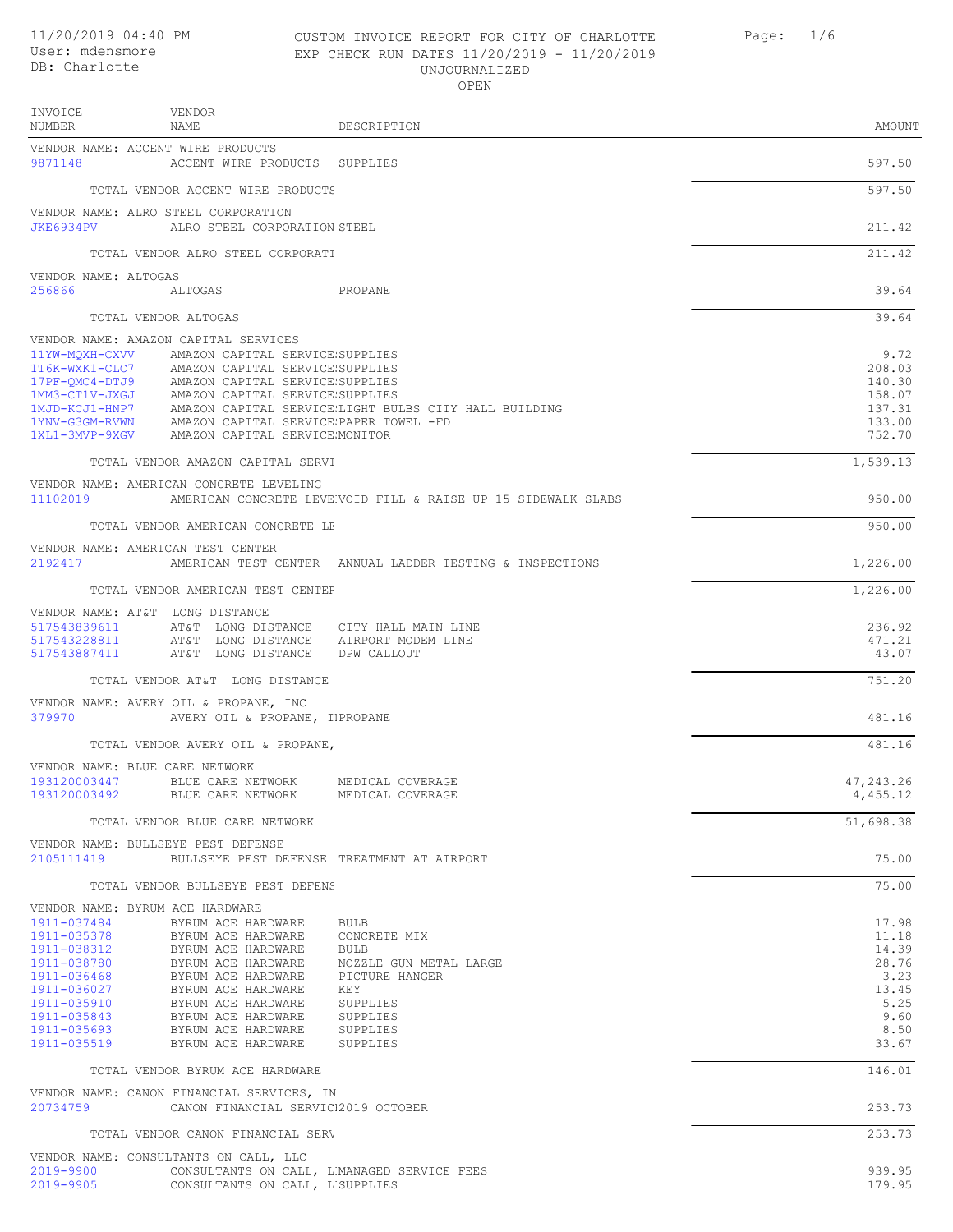11/20/2019 04:40 PM
User: mdensmore
DB: Charlotte

# CUSTOM INVOICE REPORT FOR CITY OF CHARLOTTE
EXP CHECK RUN DATES 11/20/2019 - 11/20/2019
UNJOURNALIZED
OPEN

| INVOICE NUMBER | VENDOR NAME | DESCRIPTION | AMOUNT |
|---|---|---|---|
| VENDOR NAME: ACCENT WIRE PRODUCTS | | | |
| 9871148 | ACCENT WIRE PRODUCTS | SUPPLIES | 597.50 |
| | TOTAL VENDOR ACCENT WIRE PRODUCTS | | 597.50 |
| VENDOR NAME: ALRO STEEL CORPORATION | | | |
| JKE6934PV | ALRO STEEL CORPORATION | STEEL | 211.42 |
| | TOTAL VENDOR ALRO STEEL CORPORATI | | 211.42 |
| VENDOR NAME: ALTOGAS | | | |
| 256866 | ALTOGAS | PROPANE | 39.64 |
| | TOTAL VENDOR ALTOGAS | | 39.64 |
| VENDOR NAME: AMAZON CAPITAL SERVICES | | | |
| 11YW-MQXH-CXVV | AMAZON CAPITAL SERVICE | SUPPLIES | 9.72 |
| 1T6K-WXK1-CLC7 | AMAZON CAPITAL SERVICE | SUPPLIES | 208.03 |
| 17PF-QMC4-DTJ9 | AMAZON CAPITAL SERVICE | SUPPLIES | 140.30 |
| 1MM3-CT1V-JXGJ | AMAZON CAPITAL SERVICE | SUPPLIES | 158.07 |
| 1MJD-KCJ1-HNP7 | AMAZON CAPITAL SERVICE | LIGHT BULBS CITY HALL BUILDING | 137.31 |
| 1YNV-G3GM-RVWN | AMAZON CAPITAL SERVICE | PAPER TOWEL -FD | 133.00 |
| 1XL1-3MVP-9XGV | AMAZON CAPITAL SERVICE | MONITOR | 752.70 |
| | TOTAL VENDOR AMAZON CAPITAL SERVI | | 1,539.13 |
| VENDOR NAME: AMERICAN CONCRETE LEVELING | | | |
| 11102019 | AMERICAN CONCRETE LEVE | VOID FILL & RAISE UP 15 SIDEWALK SLABS | 950.00 |
| | TOTAL VENDOR AMERICAN CONCRETE LE | | 950.00 |
| VENDOR NAME: AMERICAN TEST CENTER | | | |
| 2192417 | AMERICAN TEST CENTER | ANNUAL LADDER TESTING & INSPECTIONS | 1,226.00 |
| | TOTAL VENDOR AMERICAN TEST CENTER | | 1,226.00 |
| VENDOR NAME: AT&T LONG DISTANCE | | | |
| 517543839611 | AT&T LONG DISTANCE | CITY HALL MAIN LINE | 236.92 |
| 517543228811 | AT&T LONG DISTANCE | AIRPORT MODEM LINE | 471.21 |
| 517543887411 | AT&T LONG DISTANCE | DPW CALLOUT | 43.07 |
| | TOTAL VENDOR AT&T LONG DISTANCE | | 751.20 |
| VENDOR NAME: AVERY OIL & PROPANE, INC | | | |
| 379970 | AVERY OIL & PROPANE, I | PROPANE | 481.16 |
| | TOTAL VENDOR AVERY OIL & PROPANE, | | 481.16 |
| VENDOR NAME: BLUE CARE NETWORK | | | |
| 193120003447 | BLUE CARE NETWORK | MEDICAL COVERAGE | 47,243.26 |
| 193120003492 | BLUE CARE NETWORK | MEDICAL COVERAGE | 4,455.12 |
| | TOTAL VENDOR BLUE CARE NETWORK | | 51,698.38 |
| VENDOR NAME: BULLSEYE PEST DEFENSE | | | |
| 2105111419 | BULLSEYE PEST DEFENSE | TREATMENT AT AIRPORT | 75.00 |
| | TOTAL VENDOR BULLSEYE PEST DEFENS | | 75.00 |
| VENDOR NAME: BYRUM ACE HARDWARE | | | |
| 1911-037484 | BYRUM ACE HARDWARE | BULB | 17.98 |
| 1911-035378 | BYRUM ACE HARDWARE | CONCRETE MIX | 11.18 |
| 1911-038312 | BYRUM ACE HARDWARE | BULB | 14.39 |
| 1911-038780 | BYRUM ACE HARDWARE | NOZZLE GUN METAL LARGE | 28.76 |
| 1911-036468 | BYRUM ACE HARDWARE | PICTURE HANGER | 3.23 |
| 1911-036027 | BYRUM ACE HARDWARE | KEY | 13.45 |
| 1911-035910 | BYRUM ACE HARDWARE | SUPPLIES | 5.25 |
| 1911-035843 | BYRUM ACE HARDWARE | SUPPLIES | 9.60 |
| 1911-035693 | BYRUM ACE HARDWARE | SUPPLIES | 8.50 |
| 1911-035519 | BYRUM ACE HARDWARE | SUPPLIES | 33.67 |
| | TOTAL VENDOR BYRUM ACE HARDWARE | | 146.01 |
| VENDOR NAME: CANON FINANCIAL SERVICES, IN | | | |
| 20734759 | CANON FINANCIAL SERVIC | 2019 OCTOBER | 253.73 |
| | TOTAL VENDOR CANON FINANCIAL SERV | | 253.73 |
| VENDOR NAME: CONSULTANTS ON CALL, LLC | | | |
| 2019-9900 | CONSULTANTS ON CALL, L | MANAGED SERVICE FEES | 939.95 |
| 2019-9905 | CONSULTANTS ON CALL, L | SUPPLIES | 179.95 |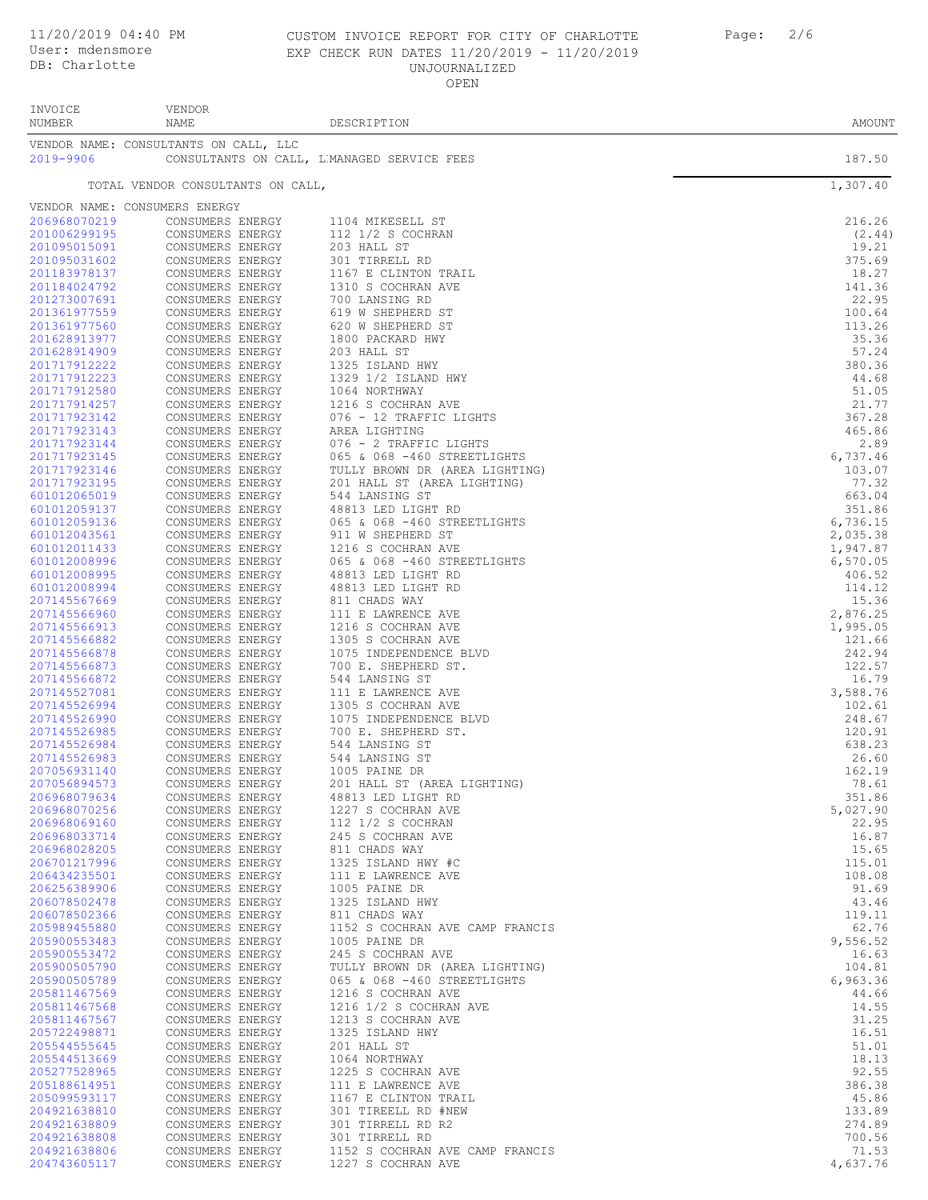11/20/2019 04:40 PM
User: mdensmore
DB: Charlotte

CUSTOM INVOICE REPORT FOR CITY OF CHARLOTTE
EXP CHECK RUN DATES 11/20/2019 - 11/20/2019
UNJOURNALIZED
OPEN

| INVOICE NUMBER | VENDOR NAME | DESCRIPTION | AMOUNT |
|---|---|---|---|
| VENDOR NAME: CONSULTANTS ON CALL, LLC | | | |
| 2019-9906 | CONSULTANTS ON CALL, L | MANAGED SERVICE FEES | 187.50 |
| | TOTAL VENDOR CONSULTANTS ON CALL, | | 1,307.40 |
| VENDOR NAME: CONSUMERS ENERGY | | | |
| 206968070219 | CONSUMERS ENERGY | 1104 MIKESELL ST | 216.26 |
| 201006299195 | CONSUMERS ENERGY | 112 1/2 S COCHRAN | (2.44) |
| 201095015091 | CONSUMERS ENERGY | 203 HALL ST | 19.21 |
| 201095031602 | CONSUMERS ENERGY | 301 TIRRELL RD | 375.69 |
| 201183978137 | CONSUMERS ENERGY | 1167 E CLINTON TRAIL | 18.27 |
| 201184024792 | CONSUMERS ENERGY | 1310 S COCHRAN AVE | 141.36 |
| 201273007691 | CONSUMERS ENERGY | 700 LANSING RD | 22.95 |
| 201361977559 | CONSUMERS ENERGY | 619 W SHEPHERD ST | 100.64 |
| 201361977560 | CONSUMERS ENERGY | 620 W SHEPHERD ST | 113.26 |
| 201628913977 | CONSUMERS ENERGY | 1800 PACKARD HWY | 35.36 |
| 201628914909 | CONSUMERS ENERGY | 203 HALL ST | 57.24 |
| 201717912222 | CONSUMERS ENERGY | 1325 ISLAND HWY | 380.36 |
| 201717912223 | CONSUMERS ENERGY | 1329 1/2 ISLAND HWY | 44.68 |
| 201717912580 | CONSUMERS ENERGY | 1064 NORTHWAY | 51.05 |
| 201717914257 | CONSUMERS ENERGY | 1216 S COCHRAN AVE | 21.77 |
| 201717923142 | CONSUMERS ENERGY | 076 - 12 TRAFFIC LIGHTS | 367.28 |
| 201717923143 | CONSUMERS ENERGY | AREA LIGHTING | 465.86 |
| 201717923144 | CONSUMERS ENERGY | 076 - 2 TRAFFIC LIGHTS | 2.89 |
| 201717923145 | CONSUMERS ENERGY | 065 & 068 -460 STREETLIGHTS | 6,737.46 |
| 201717923146 | CONSUMERS ENERGY | TULLY BROWN DR (AREA LIGHTING) | 103.07 |
| 201717923195 | CONSUMERS ENERGY | 201 HALL ST (AREA LIGHTING) | 77.32 |
| 601012065019 | CONSUMERS ENERGY | 544 LANSING ST | 663.04 |
| 601012059137 | CONSUMERS ENERGY | 48813 LED LIGHT RD | 351.86 |
| 601012059136 | CONSUMERS ENERGY | 065 & 068 -460 STREETLIGHTS | 6,736.15 |
| 601012043561 | CONSUMERS ENERGY | 911 W SHEPHERD ST | 2,035.38 |
| 601012011433 | CONSUMERS ENERGY | 1216 S COCHRAN AVE | 1,947.87 |
| 601012008996 | CONSUMERS ENERGY | 065 & 068 -460 STREETLIGHTS | 6,570.05 |
| 601012008995 | CONSUMERS ENERGY | 48813 LED LIGHT RD | 406.52 |
| 601012008994 | CONSUMERS ENERGY | 48813 LED LIGHT RD | 114.12 |
| 207145567669 | CONSUMERS ENERGY | 811 CHADS WAY | 15.36 |
| 207145566960 | CONSUMERS ENERGY | 111 E LAWRENCE AVE | 2,876.25 |
| 207145566913 | CONSUMERS ENERGY | 1216 S COCHRAN AVE | 1,995.05 |
| 207145566882 | CONSUMERS ENERGY | 1305 S COCHRAN AVE | 121.66 |
| 207145566878 | CONSUMERS ENERGY | 1075 INDEPENDENCE BLVD | 242.94 |
| 207145566873 | CONSUMERS ENERGY | 700 E. SHEPHERD ST. | 122.57 |
| 207145566872 | CONSUMERS ENERGY | 544 LANSING ST | 16.79 |
| 207145527081 | CONSUMERS ENERGY | 111 E LAWRENCE AVE | 3,588.76 |
| 207145526994 | CONSUMERS ENERGY | 1305 S COCHRAN AVE | 102.61 |
| 207145526990 | CONSUMERS ENERGY | 1075 INDEPENDENCE BLVD | 248.67 |
| 207145526985 | CONSUMERS ENERGY | 700 E. SHEPHERD ST. | 120.91 |
| 207145526984 | CONSUMERS ENERGY | 544 LANSING ST | 638.23 |
| 207145526983 | CONSUMERS ENERGY | 544 LANSING ST | 26.60 |
| 207056931140 | CONSUMERS ENERGY | 1005 PAINE DR | 162.19 |
| 207056894573 | CONSUMERS ENERGY | 201 HALL ST (AREA LIGHTING) | 78.61 |
| 206968079634 | CONSUMERS ENERGY | 48813 LED LIGHT RD | 351.86 |
| 206968070256 | CONSUMERS ENERGY | 1227 S COCHRAN AVE | 5,027.90 |
| 206968069160 | CONSUMERS ENERGY | 112 1/2 S COCHRAN | 22.95 |
| 206968033714 | CONSUMERS ENERGY | 245 S COCHRAN AVE | 16.87 |
| 206968028205 | CONSUMERS ENERGY | 811 CHADS WAY | 15.65 |
| 206701217996 | CONSUMERS ENERGY | 1325 ISLAND HWY #C | 115.01 |
| 206434235501 | CONSUMERS ENERGY | 111 E LAWRENCE AVE | 108.08 |
| 206256389906 | CONSUMERS ENERGY | 1005 PAINE DR | 91.69 |
| 206078502478 | CONSUMERS ENERGY | 1325 ISLAND HWY | 43.46 |
| 206078502366 | CONSUMERS ENERGY | 811 CHADS WAY | 119.11 |
| 205989455880 | CONSUMERS ENERGY | 1152 S COCHRAN AVE CAMP FRANCIS | 62.76 |
| 205900553483 | CONSUMERS ENERGY | 1005 PAINE DR | 9,556.52 |
| 205900553472 | CONSUMERS ENERGY | 245 S COCHRAN AVE | 16.63 |
| 205900505790 | CONSUMERS ENERGY | TULLY BROWN DR (AREA LIGHTING) | 104.81 |
| 205900505789 | CONSUMERS ENERGY | 065 & 068 -460 STREETLIGHTS | 6,963.36 |
| 205811467569 | CONSUMERS ENERGY | 1216 S COCHRAN AVE | 44.66 |
| 205811467568 | CONSUMERS ENERGY | 1216 1/2 S COCHRAN AVE | 14.55 |
| 205811467567 | CONSUMERS ENERGY | 1213 S COCHRAN AVE | 31.25 |
| 205722498871 | CONSUMERS ENERGY | 1325 ISLAND HWY | 16.51 |
| 205544555645 | CONSUMERS ENERGY | 201 HALL ST | 51.01 |
| 205544513669 | CONSUMERS ENERGY | 1064 NORTHWAY | 18.13 |
| 205277528965 | CONSUMERS ENERGY | 1225 S COCHRAN AVE | 92.55 |
| 205188614951 | CONSUMERS ENERGY | 111 E LAWRENCE AVE | 386.38 |
| 205099593117 | CONSUMERS ENERGY | 1167 E CLINTON TRAIL | 45.86 |
| 204921638810 | CONSUMERS ENERGY | 301 TIREELL RD #NEW | 133.89 |
| 204921638809 | CONSUMERS ENERGY | 301 TIRRELL RD R2 | 274.89 |
| 204921638808 | CONSUMERS ENERGY | 301 TIRRELL RD | 700.56 |
| 204921638806 | CONSUMERS ENERGY | 1152 S COCHRAN AVE CAMP FRANCIS | 71.53 |
| 204743605117 | CONSUMERS ENERGY | 1227 S COCHRAN AVE | 4,637.76 |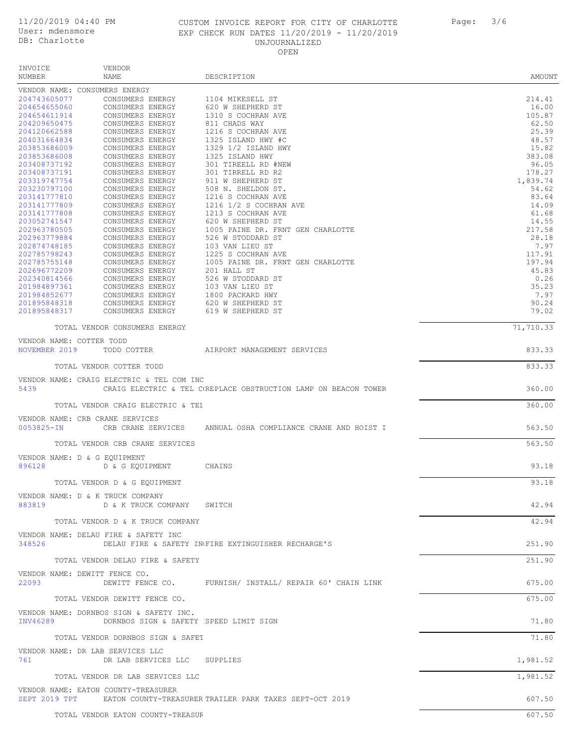11/20/2019 04:40 PM
User: mdensmore
DB: Charlotte

CUSTOM INVOICE REPORT FOR CITY OF CHARLOTTE
EXP CHECK RUN DATES 11/20/2019 - 11/20/2019
UNJOURNALIZED
OPEN

| INVOICE NUMBER | VENDOR NAME | DESCRIPTION | AMOUNT |
|---|---|---|---|
| VENDOR NAME: CONSUMERS ENERGY | | | |
| 204743605077 | CONSUMERS ENERGY | 1104 MIKESELL ST | 214.41 |
| 204654655060 | CONSUMERS ENERGY | 620 W SHEPHERD ST | 16.00 |
| 204654611914 | CONSUMERS ENERGY | 1310 S COCHRAN AVE | 105.87 |
| 204209650475 | CONSUMERS ENERGY | 811 CHADS WAY | 62.50 |
| 204120662588 | CONSUMERS ENERGY | 1216 S COCHRAN AVE | 25.39 |
| 204031664834 | CONSUMERS ENERGY | 1325 ISLAND HWY #C | 48.57 |
| 203853686009 | CONSUMERS ENERGY | 1329 1/2 ISLAND HWY | 15.82 |
| 203853686008 | CONSUMERS ENERGY | 1325 ISLAND HWY | 383.08 |
| 203408737192 | CONSUMERS ENERGY | 301 TIREELL RD #NEW | 96.05 |
| 203408737191 | CONSUMERS ENERGY | 301 TIRRELL RD R2 | 178.27 |
| 203319747754 | CONSUMERS ENERGY | 911 W SHEPHERD ST | 1,839.74 |
| 203230797100 | CONSUMERS ENERGY | 508 N. SHELDON ST. | 54.62 |
| 203141777810 | CONSUMERS ENERGY | 1216 S COCHRAN AVE | 83.64 |
| 203141777809 | CONSUMERS ENERGY | 1216 1/2 S COCHRAN AVE | 14.09 |
| 203141777808 | CONSUMERS ENERGY | 1213 S COCHRAN AVE | 61.68 |
| 203052741547 | CONSUMERS ENERGY | 620 W SHEPHERD ST | 14.55 |
| 202963780505 | CONSUMERS ENERGY | 1005 PAINE DR. FRNT GEN CHARLOTTE | 217.58 |
| 202963779884 | CONSUMERS ENERGY | 526 W STODDARD ST | 28.18 |
| 202874748185 | CONSUMERS ENERGY | 103 VAN LIEU ST | 7.97 |
| 202785798243 | CONSUMERS ENERGY | 1225 S COCHRAN AVE | 117.91 |
| 202785755148 | CONSUMERS ENERGY | 1005 PAINE DR. FRNT GEN CHARLOTTE | 197.94 |
| 202696772209 | CONSUMERS ENERGY | 201 HALL ST | 45.83 |
| 202340814566 | CONSUMERS ENERGY | 526 W STODDARD ST | 0.26 |
| 201984897361 | CONSUMERS ENERGY | 103 VAN LIEU ST | 35.23 |
| 201984852677 | CONSUMERS ENERGY | 1800 PACKARD HWY | 7.97 |
| 201895848318 | CONSUMERS ENERGY | 620 W SHEPHERD ST | 90.24 |
| 201895848317 | CONSUMERS ENERGY | 619 W SHEPHERD ST | 79.02 |
| | TOTAL VENDOR CONSUMERS ENERGY | | 71,710.33 |
| VENDOR NAME: COTTER TODD | | | |
| NOVEMBER 2019 | TODD COTTER | AIRPORT MANAGEMENT SERVICES | 833.33 |
| | TOTAL VENDOR COTTER TODD | | 833.33 |
| VENDOR NAME: CRAIG ELECTRIC & TEL COM INC | | | |
| 5439 | CRAIG ELECTRIC & TEL C( | REPLACE OBSTRUCTION LAMP ON BEACON TOWER | 360.00 |
| | TOTAL VENDOR CRAIG ELECTRIC & TEI | | 360.00 |
| VENDOR NAME: CRB CRANE SERVICES | | | |
| 0053825-IN | CRB CRANE SERVICES | ANNUAL OSHA COMPLIANCE CRANE AND HOIST I | 563.50 |
| | TOTAL VENDOR CRB CRANE SERVICES | | 563.50 |
| VENDOR NAME: D & G EQUIPMENT | | | |
| 896128 | D & G EQUIPMENT | CHAINS | 93.18 |
| | TOTAL VENDOR D & G EQUIPMENT | | 93.18 |
| VENDOR NAME: D & K TRUCK COMPANY | | | |
| 883819 | D & K TRUCK COMPANY | SWITCH | 42.94 |
| | TOTAL VENDOR D & K TRUCK COMPANY | | 42.94 |
| VENDOR NAME: DELAU FIRE & SAFETY INC | | | |
| 348526 | DELAU FIRE & SAFETY IN( | FIRE EXTINGUISHER RECHARGE'S | 251.90 |
| | TOTAL VENDOR DELAU FIRE & SAFETY | | 251.90 |
| VENDOR NAME: DEWITT FENCE CO. | | | |
| 22093 | DEWITT FENCE CO. | FURNISH/ INSTALL/ REPAIR 60' CHAIN LINK | 675.00 |
| | TOTAL VENDOR DEWITT FENCE CO. | | 675.00 |
| VENDOR NAME: DORNBOS SIGN & SAFETY INC. | | | |
| INV46289 | DORNBOS SIGN & SAFETY | SPEED LIMIT SIGN | 71.80 |
| | TOTAL VENDOR DORNBOS SIGN & SAFET | | 71.80 |
| VENDOR NAME: DR LAB SERVICES LLC | | | |
| 761 | DR LAB SERVICES LLC | SUPPLIES | 1,981.52 |
| | TOTAL VENDOR DR LAB SERVICES LLC | | 1,981.52 |
| VENDOR NAME: EATON COUNTY-TREASURER | | | |
| SEPT 2019 TPT | EATON COUNTY-TREASURER | TRAILER PARK TAXES SEPT-OCT 2019 | 607.50 |
| | TOTAL VENDOR EATON COUNTY-TREASUR | | 607.50 |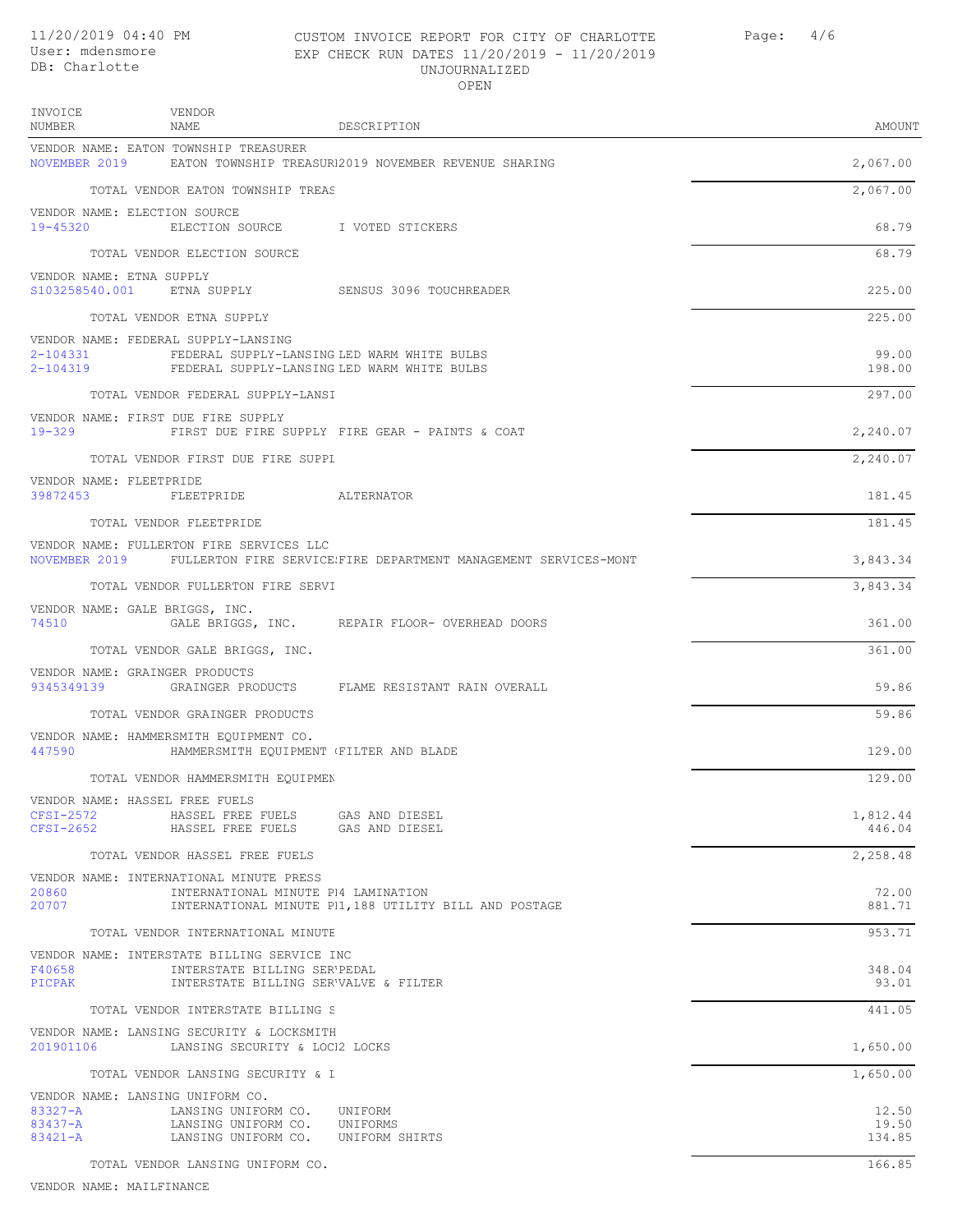CUSTOM INVOICE REPORT FOR CITY OF CHARLOTTE
EXP CHECK RUN DATES 11/20/2019 - 11/20/2019
UNJOURNALIZED
OPEN

11/20/2019 04:40 PM
User: mdensmore
DB: Charlotte

| INVOICE NUMBER | VENDOR NAME | DESCRIPTION | AMOUNT |
|---|---|---|---|
| VENDOR NAME: EATON TOWNSHIP TREASURER | | | |
| NOVEMBER 2019 | EATON TOWNSHIP TREASUR | 2019 NOVEMBER REVENUE SHARING | 2,067.00 |
| | TOTAL VENDOR EATON TOWNSHIP TREAS | | 2,067.00 |
| VENDOR NAME: ELECTION SOURCE | | | |
| 19-45320 | ELECTION SOURCE | I VOTED STICKERS | 68.79 |
| | TOTAL VENDOR ELECTION SOURCE | | 68.79 |
| VENDOR NAME: ETNA SUPPLY | | | |
| S103258540.001 | ETNA SUPPLY | SENSUS 3096 TOUCHREADER | 225.00 |
| | TOTAL VENDOR ETNA SUPPLY | | 225.00 |
| VENDOR NAME: FEDERAL SUPPLY-LANSING | | | |
| 2-104331 | FEDERAL SUPPLY-LANSING | LED WARM WHITE BULBS | 99.00 |
| 2-104319 | FEDERAL SUPPLY-LANSING | LED WARM WHITE BULBS | 198.00 |
| | TOTAL VENDOR FEDERAL SUPPLY-LANSI | | 297.00 |
| VENDOR NAME: FIRST DUE FIRE SUPPLY | | | |
| 19-329 | FIRST DUE FIRE SUPPLY | FIRE GEAR - PAINTS & COAT | 2,240.07 |
| | TOTAL VENDOR FIRST DUE FIRE SUPPI | | 2,240.07 |
| VENDOR NAME: FLEETPRIDE | | | |
| 39872453 | FLEETPRIDE | ALTERNATOR | 181.45 |
| | TOTAL VENDOR FLEETPRIDE | | 181.45 |
| VENDOR NAME: FULLERTON FIRE SERVICES LLC | | | |
| NOVEMBER 2019 | FULLERTON FIRE SERVICE | FIRE DEPARTMENT MANAGEMENT SERVICES-MONT | 3,843.34 |
| | TOTAL VENDOR FULLERTON FIRE SERVI | | 3,843.34 |
| VENDOR NAME: GALE BRIGGS, INC. | | | |
| 74510 | GALE BRIGGS, INC. | REPAIR FLOOR- OVERHEAD DOORS | 361.00 |
| | TOTAL VENDOR GALE BRIGGS, INC. | | 361.00 |
| VENDOR NAME: GRAINGER PRODUCTS | | | |
| 9345349139 | GRAINGER PRODUCTS | FLAME RESISTANT RAIN OVERALL | 59.86 |
| | TOTAL VENDOR GRAINGER PRODUCTS | | 59.86 |
| VENDOR NAME: HAMMERSMITH EQUIPMENT CO. | | | |
| 447590 | HAMMERSMITH EQUIPMENT ( | FILTER AND BLADE | 129.00 |
| | TOTAL VENDOR HAMMERSMITH EQUIPMEN | | 129.00 |
| VENDOR NAME: HASSEL FREE FUELS | | | |
| CFSI-2572 | HASSEL FREE FUELS | GAS AND DIESEL | 1,812.44 |
| CFSI-2652 | HASSEL FREE FUELS | GAS AND DIESEL | 446.04 |
| | TOTAL VENDOR HASSEL FREE FUELS | | 2,258.48 |
| VENDOR NAME: INTERNATIONAL MINUTE PRESS | | | |
| 20860 | INTERNATIONAL MINUTE PI | 4 LAMINATION | 72.00 |
| 20707 | INTERNATIONAL MINUTE PI | 1,188 UTILITY BILL AND POSTAGE | 881.71 |
| | TOTAL VENDOR INTERNATIONAL MINUTE | | 953.71 |
| VENDOR NAME: INTERSTATE BILLING SERVICE INC | | | |
| F40658 | INTERSTATE BILLING SER' | PEDAL | 348.04 |
| PICPAK | INTERSTATE BILLING SER' | VALVE & FILTER | 93.01 |
| | TOTAL VENDOR INTERSTATE BILLING S | | 441.05 |
| VENDOR NAME: LANSING SECURITY & LOCKSMITH | | | |
| 201901106 | LANSING SECURITY & LOC | 12 LOCKS | 1,650.00 |
| | TOTAL VENDOR LANSING SECURITY & I | | 1,650.00 |
| VENDOR NAME: LANSING UNIFORM CO. | | | |
| 83327-A | LANSING UNIFORM CO. | UNIFORM | 12.50 |
| 83437-A | LANSING UNIFORM CO. | UNIFORMS | 19.50 |
| 83421-A | LANSING UNIFORM CO. | UNIFORM SHIRTS | 134.85 |
| | TOTAL VENDOR LANSING UNIFORM CO. | | 166.85 |
| VENDOR NAME: MAILFINANCE | | | |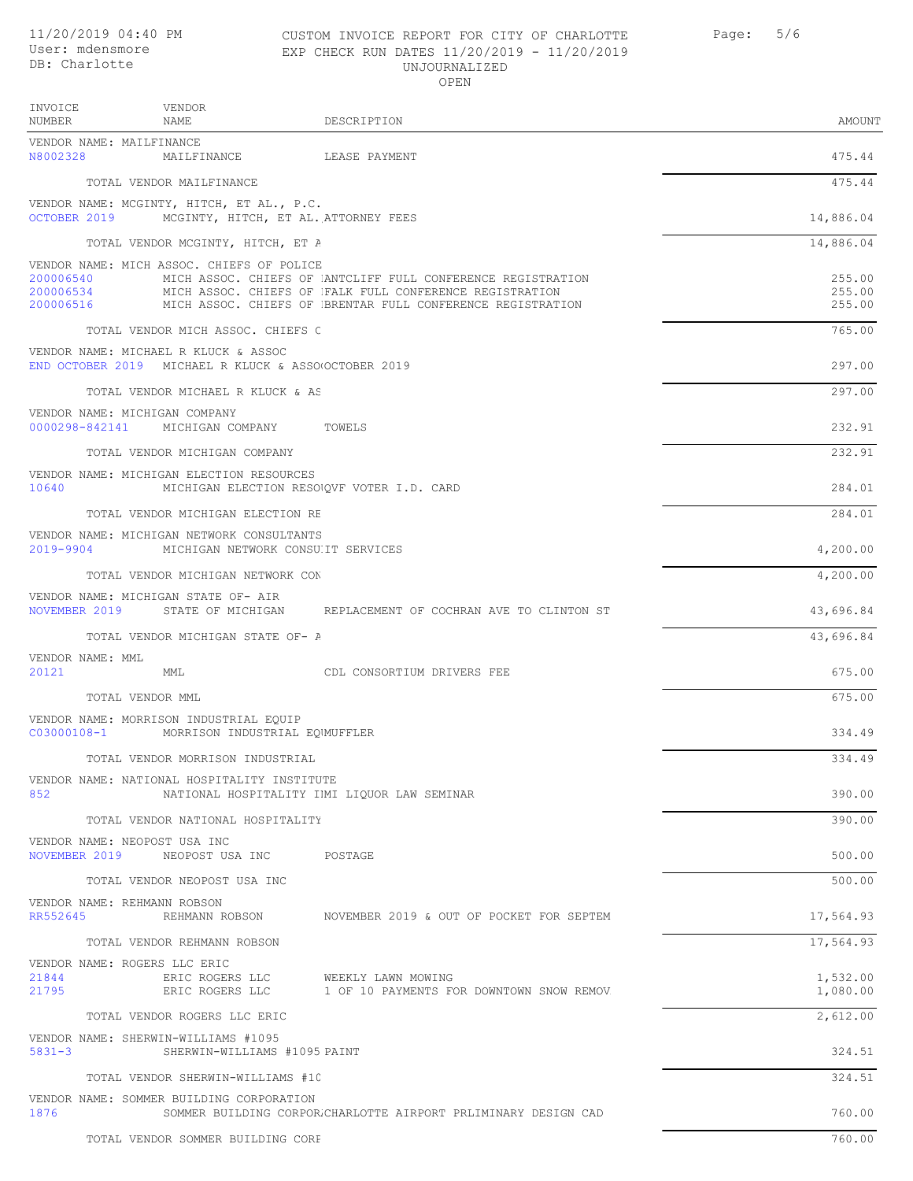# CUSTOM INVOICE REPORT FOR CITY OF CHARLOTTE

11/20/2019 04:40 PM
User: mdensmore
DB: Charlotte

EXP CHECK RUN DATES 11/20/2019 - 11/20/2019
UNJOURNALIZED
OPEN

| INVOICE NUMBER | VENDOR NAME | DESCRIPTION | AMOUNT |
|---|---|---|---|
| VENDOR NAME: MAILFINANCE | | | |
| N8002328 | MAILFINANCE | LEASE PAYMENT | 475.44 |
| | TOTAL VENDOR MAILFINANCE | | 475.44 |
| VENDOR NAME: MCGINTY, HITCH, ET AL., P.C. | | | |
| OCTOBER 2019 | MCGINTY, HITCH, ET AL. | ATTORNEY FEES | 14,886.04 |
| | TOTAL VENDOR MCGINTY, HITCH, ET A | | 14,886.04 |
| VENDOR NAME: MICH ASSOC. CHIEFS OF POLICE | | | |
| 200006540 | MICH ASSOC. CHIEFS OF | ANTCLIFF FULL CONFERENCE REGISTRATION | 255.00 |
| 200006534 | MICH ASSOC. CHIEFS OF | FALK FULL CONFERENCE REGISTRATION | 255.00 |
| 200006516 | MICH ASSOC. CHIEFS OF | BRENTAR FULL CONFERENCE REGISTRATION | 255.00 |
| | TOTAL VENDOR MICH ASSOC. CHIEFS C | | 765.00 |
| VENDOR NAME: MICHAEL R KLUCK & ASSOC | | | |
| END OCTOBER 2019 | MICHAEL R KLUCK & ASSO | OCTOBER 2019 | 297.00 |
| | TOTAL VENDOR MICHAEL R KLUCK & AS | | 297.00 |
| VENDOR NAME: MICHIGAN COMPANY | | | |
| 0000298-842141 | MICHIGAN COMPANY | TOWELS | 232.91 |
| | TOTAL VENDOR MICHIGAN COMPANY | | 232.91 |
| VENDOR NAME: MICHIGAN ELECTION RESOURCES | | | |
| 10640 | MICHIGAN ELECTION RESO | QVF VOTER I.D. CARD | 284.01 |
| | TOTAL VENDOR MICHIGAN ELECTION RE | | 284.01 |
| VENDOR NAME: MICHIGAN NETWORK CONSULTANTS | | | |
| 2019-9904 | MICHIGAN NETWORK CONSU | IT SERVICES | 4,200.00 |
| | TOTAL VENDOR MICHIGAN NETWORK CON | | 4,200.00 |
| VENDOR NAME: MICHIGAN STATE OF- AIR | | | |
| NOVEMBER 2019 | STATE OF MICHIGAN | REPLACEMENT OF COCHRAN AVE TO CLINTON ST | 43,696.84 |
| | TOTAL VENDOR MICHIGAN STATE OF- A | | 43,696.84 |
| VENDOR NAME: MML | | | |
| 20121 | MML | CDL CONSORTIUM DRIVERS FEE | 675.00 |
| | TOTAL VENDOR MML | | 675.00 |
| VENDOR NAME: MORRISON INDUSTRIAL EQUIP | | | |
| C03000108-1 | MORRISON INDUSTRIAL EQ | MUFFLER | 334.49 |
| | TOTAL VENDOR MORRISON INDUSTRIAL | | 334.49 |
| VENDOR NAME: NATIONAL HOSPITALITY INSTITUTE | | | |
| 852 | NATIONAL HOSPITALITY I | MI LIQUOR LAW SEMINAR | 390.00 |
| | TOTAL VENDOR NATIONAL HOSPITALITY | | 390.00 |
| VENDOR NAME: NEOPOST USA INC | | | |
| NOVEMBER 2019 | NEOPOST USA INC | POSTAGE | 500.00 |
| | TOTAL VENDOR NEOPOST USA INC | | 500.00 |
| VENDOR NAME: REHMANN ROBSON | | | |
| RR552645 | REHMANN ROBSON | NOVEMBER 2019 & OUT OF POCKET FOR SEPTEM | 17,564.93 |
| | TOTAL VENDOR REHMANN ROBSON | | 17,564.93 |
| VENDOR NAME: ROGERS LLC ERIC | | | |
| 21844 | ERIC ROGERS LLC | WEEKLY LAWN MOWING | 1,532.00 |
| 21795 | ERIC ROGERS LLC | 1 OF 10 PAYMENTS FOR DOWNTOWN SNOW REMOV | 1,080.00 |
| | TOTAL VENDOR ROGERS LLC ERIC | | 2,612.00 |
| VENDOR NAME: SHERWIN-WILLIAMS #1095 | | | |
| 5831-3 | SHERWIN-WILLIAMS #1095 | PAINT | 324.51 |
| | TOTAL VENDOR SHERWIN-WILLIAMS #10 | | 324.51 |
| VENDOR NAME: SOMMER BUILDING CORPORATION | | | |
| 1876 | SOMMER BUILDING CORPOR | CHARLOTTE AIRPORT PRLIMINARY DESIGN CAD | 760.00 |
| | TOTAL VENDOR SOMMER BUILDING CORF | | 760.00 |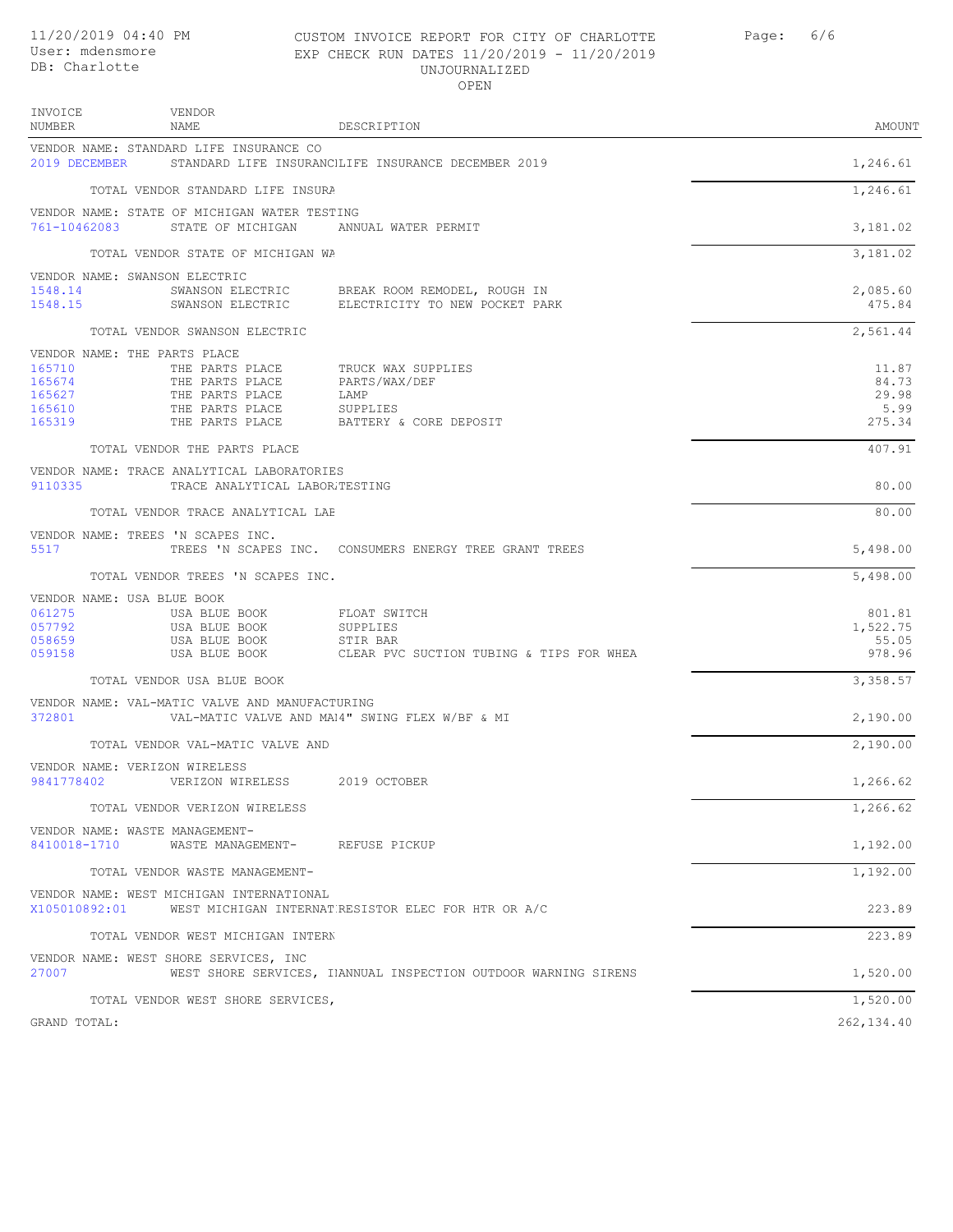CUSTOM INVOICE REPORT FOR CITY OF CHARLOTTE
EXP CHECK RUN DATES 11/20/2019 - 11/20/2019
UNJOURNALIZED
OPEN

11/20/2019 04:40 PM
User: mdensmore
DB: Charlotte

| INVOICE NUMBER | VENDOR NAME | DESCRIPTION | AMOUNT |
|---|---|---|---|
| VENDOR NAME: STANDARD LIFE INSURANCE CO | | | |
| 2019 DECEMBER | STANDARD LIFE INSURANC | LIFE INSURANCE DECEMBER 2019 | 1,246.61 |
| | TOTAL VENDOR STANDARD LIFE INSURA | | 1,246.61 |
| VENDOR NAME: STATE OF MICHIGAN WATER TESTING | | | |
| 761-10462083 | STATE OF MICHIGAN | ANNUAL WATER PERMIT | 3,181.02 |
| | TOTAL VENDOR STATE OF MICHIGAN WA | | 3,181.02 |
| VENDOR NAME: SWANSON ELECTRIC | | | |
| 1548.14 | SWANSON ELECTRIC | BREAK ROOM REMODEL, ROUGH IN | 2,085.60 |
| 1548.15 | SWANSON ELECTRIC | ELECTRICITY TO NEW POCKET PARK | 475.84 |
| | TOTAL VENDOR SWANSON ELECTRIC | | 2,561.44 |
| VENDOR NAME: THE PARTS PLACE | | | |
| 165710 | THE PARTS PLACE | TRUCK WAX SUPPLIES | 11.87 |
| 165674 | THE PARTS PLACE | PARTS/WAX/DEF | 84.73 |
| 165627 | THE PARTS PLACE | LAMP | 29.98 |
| 165610 | THE PARTS PLACE | SUPPLIES | 5.99 |
| 165319 | THE PARTS PLACE | BATTERY & CORE DEPOSIT | 275.34 |
| | TOTAL VENDOR THE PARTS PLACE | | 407.91 |
| VENDOR NAME: TRACE ANALYTICAL LABORATORIES | | | |
| 9110335 | TRACE ANALYTICAL LABOR | TESTING | 80.00 |
| | TOTAL VENDOR TRACE ANALYTICAL LAE | | 80.00 |
| VENDOR NAME: TREES 'N SCAPES INC. | | | |
| 5517 | TREES 'N SCAPES INC. | CONSUMERS ENERGY TREE GRANT TREES | 5,498.00 |
| | TOTAL VENDOR TREES 'N SCAPES INC. | | 5,498.00 |
| VENDOR NAME: USA BLUE BOOK | | | |
| 061275 | USA BLUE BOOK | FLOAT SWITCH | 801.81 |
| 057792 | USA BLUE BOOK | SUPPLIES | 1,522.75 |
| 058659 | USA BLUE BOOK | STIR BAR | 55.05 |
| 059158 | USA BLUE BOOK | CLEAR PVC SUCTION TUBING & TIPS FOR WHEA | 978.96 |
| | TOTAL VENDOR USA BLUE BOOK | | 3,358.57 |
| VENDOR NAME: VAL-MATIC VALVE AND MANUFACTURING | | | |
| 372801 | VAL-MATIC VALVE AND MA | 14" SWING FLEX W/BF & MI | 2,190.00 |
| | TOTAL VENDOR VAL-MATIC VALVE AND | | 2,190.00 |
| VENDOR NAME: VERIZON WIRELESS | | | |
| 9841778402 | VERIZON WIRELESS | 2019 OCTOBER | 1,266.62 |
| | TOTAL VENDOR VERIZON WIRELESS | | 1,266.62 |
| VENDOR NAME: WASTE MANAGEMENT- | | | |
| 8410018-1710 | WASTE MANAGEMENT- | REFUSE PICKUP | 1,192.00 |
| | TOTAL VENDOR WASTE MANAGEMENT- | | 1,192.00 |
| VENDOR NAME: WEST MICHIGAN INTERNATIONAL | | | |
| X105010892:01 | WEST MICHIGAN INTERNAT | RESISTOR ELEC FOR HTR OR A/C | 223.89 |
| | TOTAL VENDOR WEST MICHIGAN INTERN | | 223.89 |
| VENDOR NAME: WEST SHORE SERVICES, INC | | | |
| 27007 | WEST SHORE SERVICES, I | ANNUAL INSPECTION OUTDOOR WARNING SIRENS | 1,520.00 |
| | TOTAL VENDOR WEST SHORE SERVICES, | | 1,520.00 |
| GRAND TOTAL: | | | 262,134.40 |